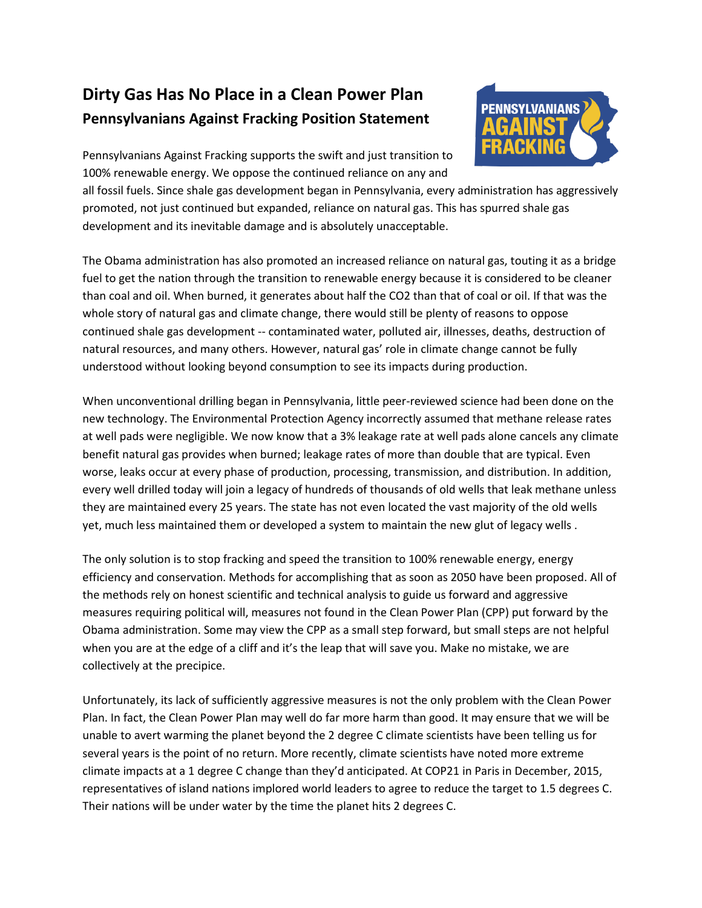# Dirty Gas Has No Place in a Clean Power Plan

## Pennsylvanians Against Fracking Position Statement

Pennsylvanians Against Fracking supports the swift and just transition to 100% renewable energy. We oppose the continued reliance on any and all fossil fuels. Since shale gas development began in Pennsylvania, every administration has aggressively promoted, not just continued but expanded, reliance on natural gas. This has spurred shale gas development and its inevitable damage and is absolutely unacceptable.

The Obama administration has also promoted an increased reliance on natural gas, touting it as a bridge fuel to get the nation through the transition to renewable energy because it is considered to be cleaner than coal and oil. When burned, it generates about half the CO2 than that of coal or oil. If that was the whole story of natural gas and climate change, there would still be plenty of reasons to oppose continued shale gas development -- contaminated water, polluted air, illnesses, deaths, destruction of natural resources, and many others. However, natural gas' role in climate change cannot be fully understood without looking beyond consumption to see its impacts during production.

When unconventional drilling began in Pennsylvania, little peer-reviewed science had been done on the new technology. The Environmental Protection Agency incorrectly assumed that methane release rates at well pads were negligible. We now know that a 3% leakage rate at well pads alone cancels any climate benefit natural gas provides when burned; leakage rates of more than double that are typical. Even worse, leaks occur at every phase of production, processing, transmission, and distribution. In addition, every well drilled today will join a legacy of hundreds of thousands of old wells that leak methane unless they are maintained every 25 years. The state has not even located the vast majority of the old wells yet, much less maintained them or developed a system to maintain the new glut of legacy wells .

The only solution is to stop fracking and speed the transition to 100% renewable energy, energy efficiency and conservation. Methods for accomplishing that as soon as 2050 have been proposed. All of the methods rely on honest scientific and technical analysis to guide us forward and aggressive measures requiring political will, measures not found in the Clean Power Plan (CPP) put forward by the Obama administration. Some may view the CPP as a small step forward, but small steps are not helpful when you are at the edge of a cliff and it's the leap that will save you. Make no mistake, we are collectively at the precipice.

Unfortunately, its lack of sufficiently aggressive measures is not the only problem with the Clean Power Plan. In fact, the Clean Power Plan may well do far more harm than good. It may ensure that we will be unable to avert warming the planet beyond the 2 degree C climate scientists have been telling us for several years is the point of no return. More recently, climate scientists have noted more extreme climate impacts at a 1 degree C change than they'd anticipated. At COP21 in Paris in December, 2015, representatives of island nations implored world leaders to agree to reduce the target to 1.5 degrees C. Their nations will be under water by the time the planet hits 2 degrees C.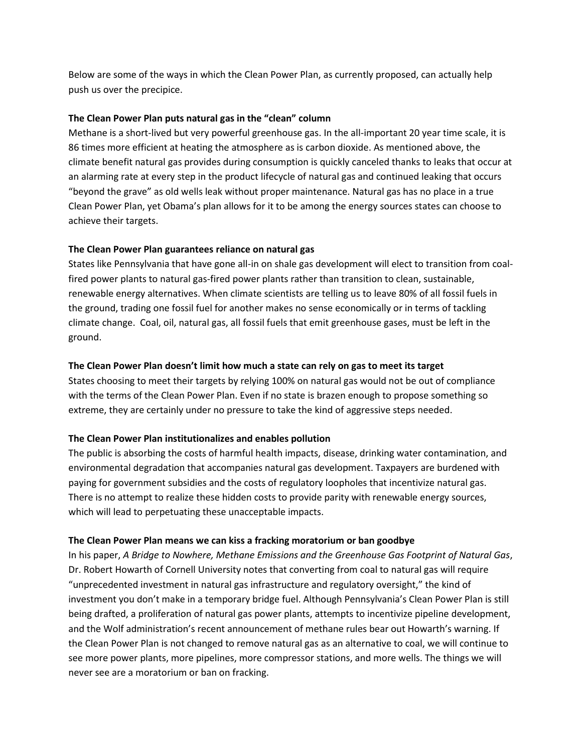Below are some of the ways in which the Clean Power Plan, as currently proposed, can actually help push us over the precipice.

**The Clean Power Plan puts natural gas in the "clean" column**

Methane is a short-lived but very powerful greenhouse gas. In the all-important 20 year time scale, it is 86 times more efficient at heating the atmosphere as is carbon dioxide. As mentioned above, the climate benefit natural gas provides during consumption is quickly canceled thanks to leaks that occur at an alarming rate at every step in the product lifecycle of natural gas and continued leaking that occurs "beyond the grave" as old wells leak without proper maintenance. Natural gas has no place in a true Clean Power Plan, yet Obama's plan allows for it to be among the energy sources states can choose to achieve their targets.

**The Clean Power Plan guarantees reliance on natural gas**

States like Pennsylvania that have gone all-in on shale gas development will elect to transition from coal-fired power plants to natural gas-fired power plants rather than transition to clean, sustainable, renewable energy alternatives. When climate scientists are telling us to leave 80% of all fossil fuels in the ground, trading one fossil fuel for another makes no sense economically or in terms of tackling climate change. Coal, oil, natural gas, all fossil fuels that emit greenhouse gases, must be left in the ground.

**The Clean Power Plan doesn't limit how much a state can rely on gas to meet its target**

States choosing to meet their targets by relying 100% on natural gas would not be out of compliance with the terms of the Clean Power Plan. Even if no state is brazen enough to propose something so extreme, they are certainly under no pressure to take the kind of aggressive steps needed.

**The Clean Power Plan institutionalizes and enables pollution**

The public is absorbing the costs of harmful health impacts, disease, drinking water contamination, and environmental degradation that accompanies natural gas development. Taxpayers are burdened with paying for government subsidies and the costs of regulatory loopholes that incentivize natural gas. There is no attempt to realize these hidden costs to provide parity with renewable energy sources, which will lead to perpetuating these unacceptable impacts.

**The Clean Power Plan means we can kiss a fracking moratorium or ban goodbye**

In his paper, *A Bridge to Nowhere, Methane Emissions and the Greenhouse Gas Footprint of Natural Gas*, Dr. Robert Howarth of Cornell University notes that converting from coal to natural gas will require "unprecedented investment in natural gas infrastructure and regulatory oversight," the kind of investment you don't make in a temporary bridge fuel. Although Pennsylvania's Clean Power Plan is still being drafted, a proliferation of natural gas power plants, attempts to incentivize pipeline development, and the Wolf administration's recent announcement of methane rules bear out Howarth's warning. If the Clean Power Plan is not changed to remove natural gas as an alternative to coal, we will continue to see more power plants, more pipelines, more compressor stations, and more wells. The things we will never see are a moratorium or ban on fracking.